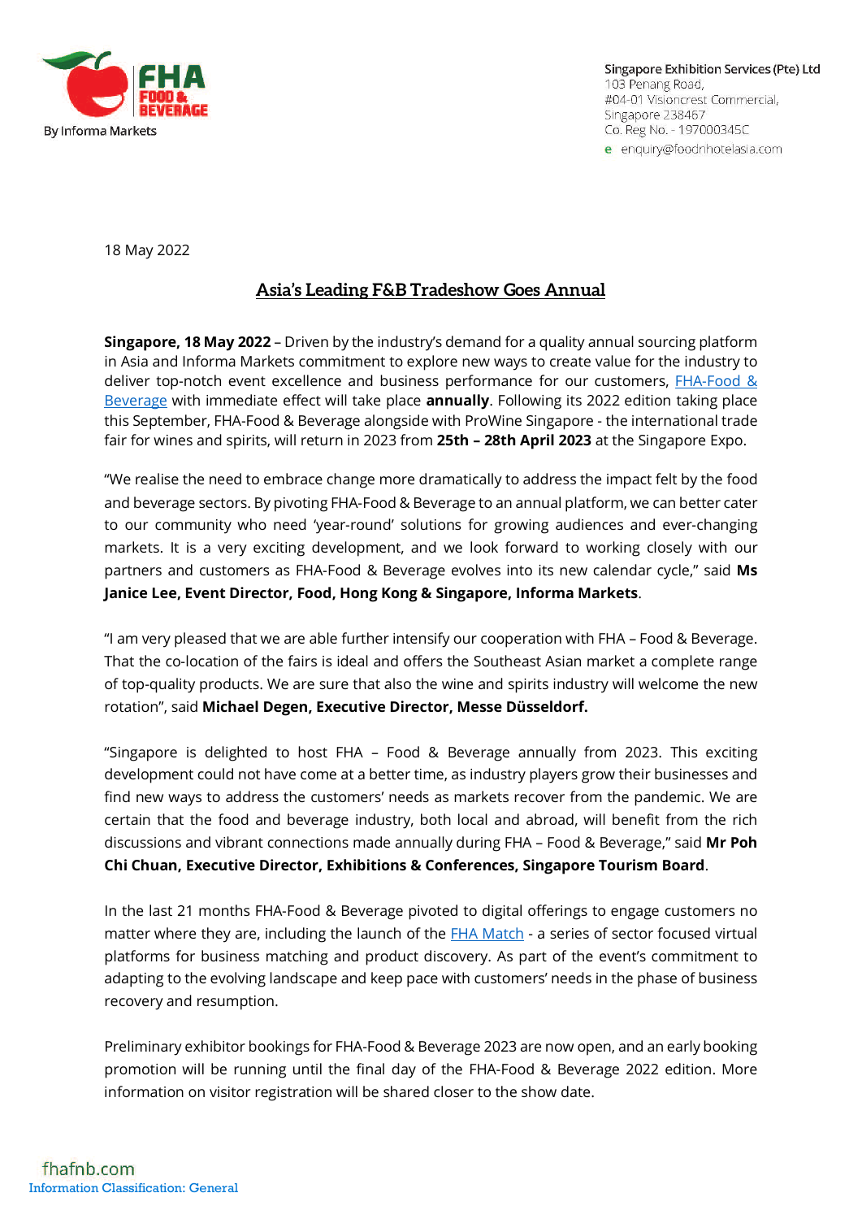Singapore Exhibition Services (Pte) Ltd
103 Penang Road,
#04-01 Visioncrest Commercial,
Singapore 238467
Co. Reg No. - 197000345C
e enquiry@foodnhotelasia.com

18 May 2022

# Asia's Leading F&B Tradeshow Goes Annual

**Singapore, 18 May 2022** – Driven by the industry's demand for a quality annual sourcing platform in Asia and Informa Markets commitment to explore new ways to create value for the industry to deliver top-notch event excellence and business performance for our customers, FHA-Food & Beverage with immediate effect will take place **annually**. Following its 2022 edition taking place this September, FHA-Food & Beverage alongside with ProWine Singapore - the international trade fair for wines and spirits, will return in 2023 from **25th – 28th April 2023** at the Singapore Expo.

"We realise the need to embrace change more dramatically to address the impact felt by the food and beverage sectors. By pivoting FHA-Food & Beverage to an annual platform, we can better cater to our community who need 'year-round' solutions for growing audiences and ever-changing markets. It is a very exciting development, and we look forward to working closely with our partners and customers as FHA-Food & Beverage evolves into its new calendar cycle," said **Ms Janice Lee, Event Director, Food, Hong Kong & Singapore, Informa Markets**.

"I am very pleased that we are able further intensify our cooperation with FHA – Food & Beverage. That the co-location of the fairs is ideal and offers the Southeast Asian market a complete range of top-quality products. We are sure that also the wine and spirits industry will welcome the new rotation", said **Michael Degen, Executive Director, Messe Düsseldorf.**

"Singapore is delighted to host FHA – Food & Beverage annually from 2023. This exciting development could not have come at a better time, as industry players grow their businesses and find new ways to address the customers' needs as markets recover from the pandemic. We are certain that the food and beverage industry, both local and abroad, will benefit from the rich discussions and vibrant connections made annually during FHA – Food & Beverage," said **Mr Poh Chi Chuan, Executive Director, Exhibitions & Conferences, Singapore Tourism Board**.

In the last 21 months FHA-Food & Beverage pivoted to digital offerings to engage customers no matter where they are, including the launch of the FHA Match - a series of sector focused virtual platforms for business matching and product discovery. As part of the event's commitment to adapting to the evolving landscape and keep pace with customers' needs in the phase of business recovery and resumption.

Preliminary exhibitor bookings for FHA-Food & Beverage 2023 are now open, and an early booking promotion will be running until the final day of the FHA-Food & Beverage 2022 edition. More information on visitor registration will be shared closer to the show date.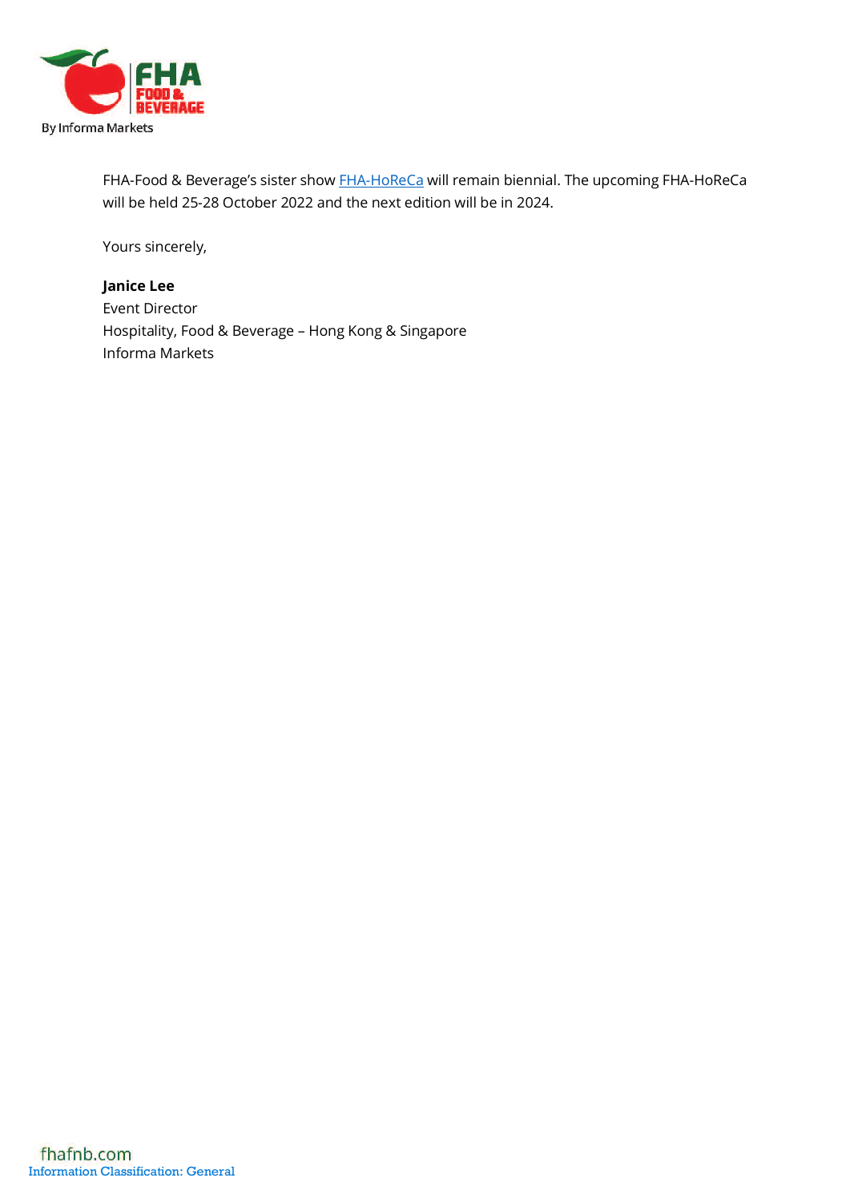FHA-Food & Beverage's sister show FHA-HoReCa will remain biennial. The upcoming FHA-HoReCa will be held 25-28 October 2022 and the next edition will be in 2024.

Yours sincerely,

**Janice Lee**
Event Director
Hospitality, Food & Beverage – Hong Kong & Singapore
Informa Markets